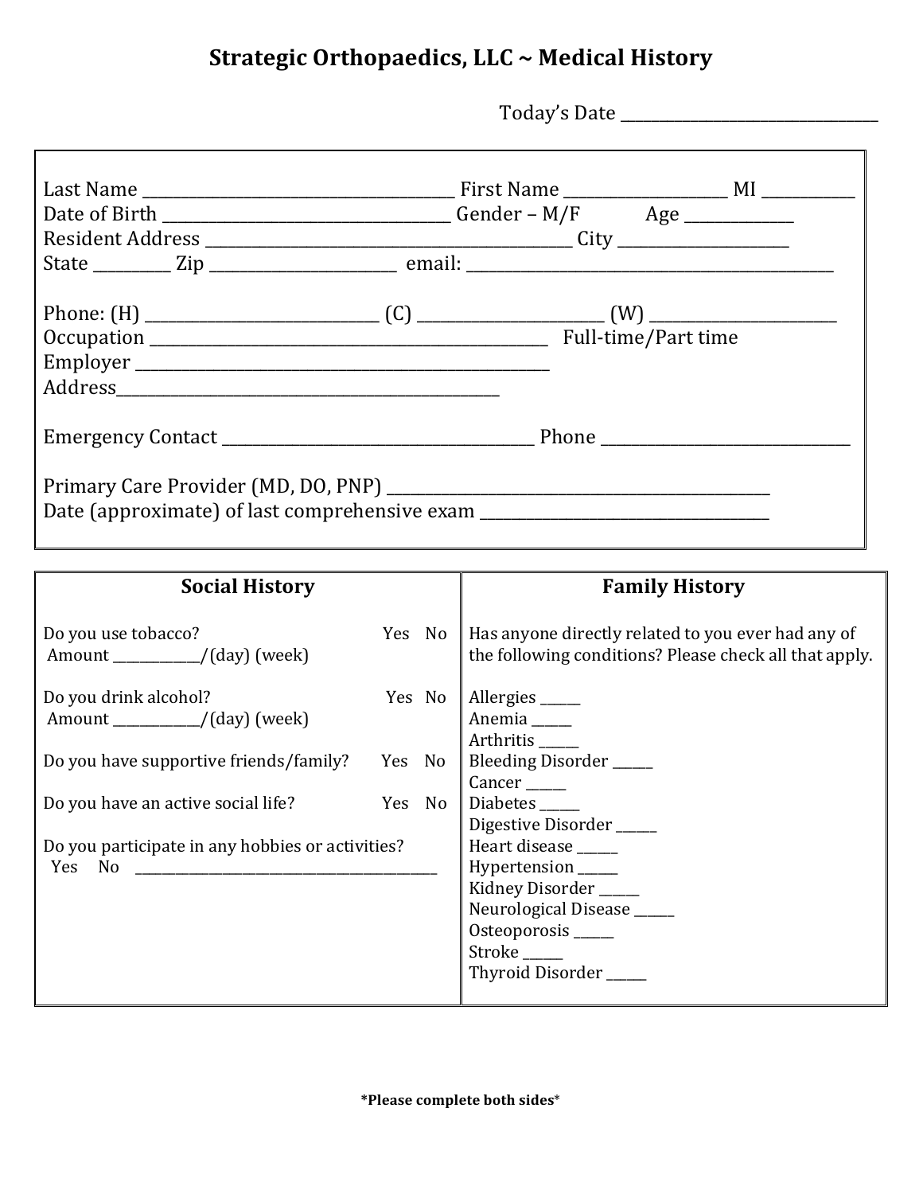# Strategic Orthopaedics, LLC ~ Medical History

Today's Date ______________________________

Last Name ____________________________________ First Name ___________________ MI ___________
Date of Birth _________________________________ Gender – M/F Age _____________
Resident Address __________________________________________ City ____________________
State _________ Zip ______________________ email: ___________________________________________

Phone: (H) ____________________________ (C) ______________________ (W) ______________________
Occupation ______________________________________________ Full-time/Part time
Employer ________________________________________________
Address_____________________________________________

Emergency Contact ____________________________________ Phone ______________________________

Primary Care Provider (MD, DO, PNP) ______________________________________________
Date (approximate) of last comprehensive exam __________________________________

| Social History | Family History |
|---|---|
| Do you use tobacco? Yes No<br>Amount ___________/(day) (week)<br><br>Do you drink alcohol? Yes No<br>Amount ___________/(day) (week)<br><br>Do you have supportive friends/family? Yes No<br><br>Do you have an active social life? Yes No<br><br>Do you participate in any hobbies or activities?<br>Yes No _________________________________________ | Has anyone directly related to you ever had any of the following conditions? Please check all that apply.<br><br>Allergies _____<br>Anemia _____<br>Arthritis _____<br>Bleeding Disorder _____<br>Cancer _____<br>Diabetes _____<br>Digestive Disorder _____<br>Heart disease _____<br>Hypertension _____<br>Kidney Disorder _____<br>Neurological Disease _____<br>Osteoporosis _____<br>Stroke _____<br>Thyroid Disorder _____ |

**\*Please complete both sides\***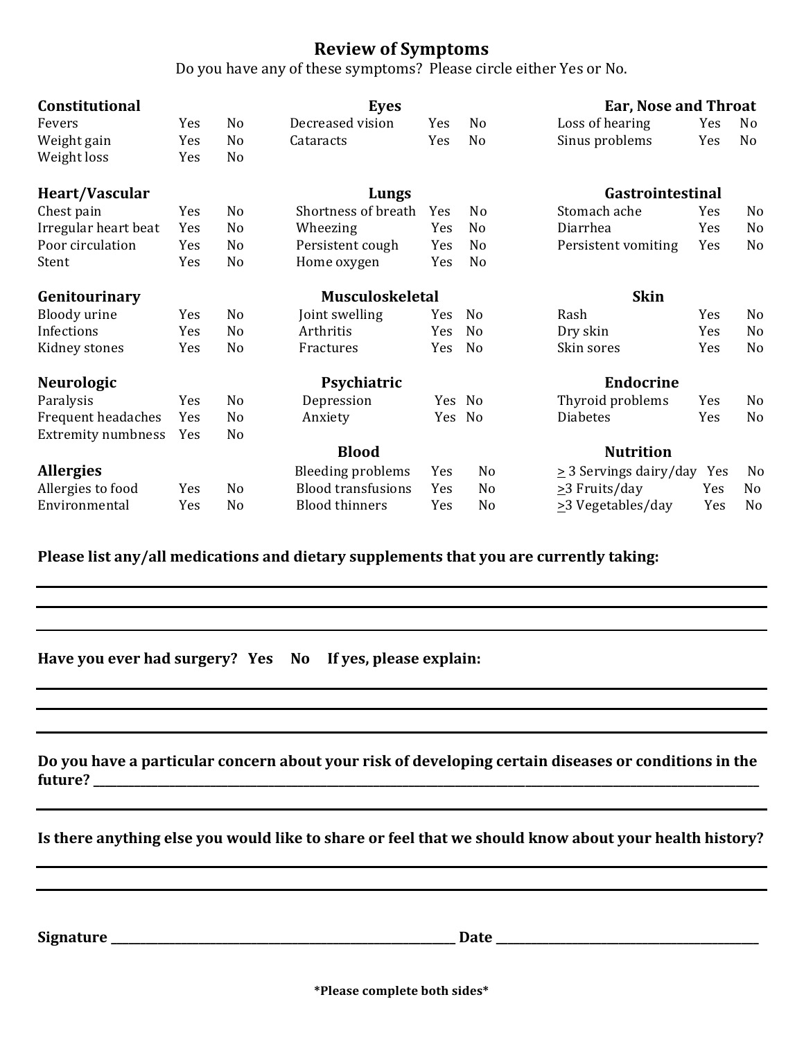# Review of Symptoms

Do you have any of these symptoms? Please circle either Yes or No.

| **Constitutional** | | | **Eyes** | | | **Ear, Nose and Throat** | | |
|---|---|---|---|---|---|---|---|---|
| Fevers | Yes | No | Decreased vision | Yes | No | Loss of hearing | Yes | No |
| Weight gain | Yes | No | Cataracts | Yes | No | Sinus problems | Yes | No |
| Weight loss | Yes | No | | | | | | |

| **Heart/Vascular** | | | **Lungs** | | | **Gastrointestinal** | | |
|---|---|---|---|---|---|---|---|---|
| Chest pain | Yes | No | Shortness of breath | Yes | No | Stomach ache | Yes | No |
| Irregular heart beat | Yes | No | Wheezing | Yes | No | Diarrhea | Yes | No |
| Poor circulation | Yes | No | Persistent cough | Yes | No | Persistent vomiting | Yes | No |
| Stent | Yes | No | Home oxygen | Yes | No | | | |

| **Genitourinary** | | | **Musculoskeletal** | | | **Skin** | | |
|---|---|---|---|---|---|---|---|---|
| Bloody urine | Yes | No | Joint swelling | Yes | No | Rash | Yes | No |
| Infections | Yes | No | Arthritis | Yes | No | Dry skin | Yes | No |
| Kidney stones | Yes | No | Fractures | Yes | No | Skin sores | Yes | No |

| **Neurologic** | | | **Psychiatric** | | | **Endocrine** | | |
|---|---|---|---|---|---|---|---|---|
| Paralysis | Yes | No | Depression | Yes | No | Thyroid problems | Yes | No |
| Frequent headaches | Yes | No | Anxiety | Yes | No | Diabetes | Yes | No |
| Extremity numbness | Yes | No | | | | | | |

| **Allergies** | | | **Blood** | | | **Nutrition** | | |
|---|---|---|---|---|---|---|---|---|
| Allergies to food | Yes | No | Bleeding problems | Yes | No | ≥ 3 Servings dairy/day | Yes | No |
| Environmental | Yes | No | Blood transfusions | Yes | No | ≥3 Fruits/day | Yes | No |
| | | | Blood thinners | Yes | No | ≥3 Vegetables/day | Yes | No |

**Please list any/all medications and dietary supplements that you are currently taking:**

______________________________________________________________________________

______________________________________________________________________________

______________________________________________________________________________

**Have you ever had surgery? Yes No If yes, please explain:**

______________________________________________________________________________

______________________________________________________________________________

______________________________________________________________________________

**Do you have a particular concern about your risk of developing certain diseases or conditions in the future?** ______________________________________________________________________________

______________________________________________________________________________

**Is there anything else you would like to share or feel that we should know about your health history?**

______________________________________________________________________________

______________________________________________________________________________

**Signature** ______________________________ **Date** ______________________________

***Please complete both sides***